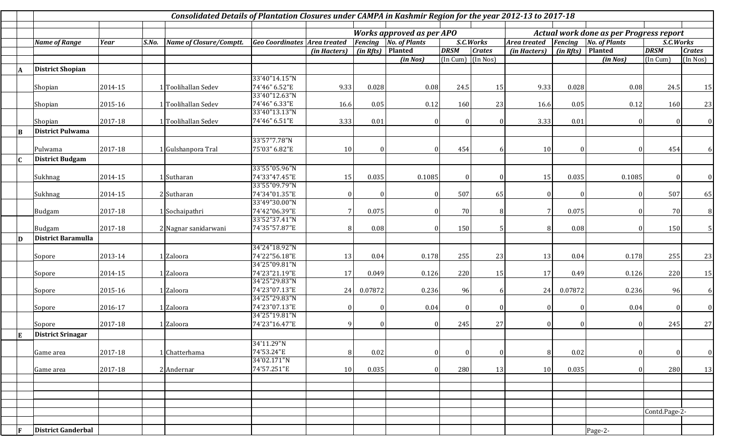## Consolidated Details of Plantation Closures under CAMPA in Kashmir Region for the year 2012-13 to 2017-18

| | Name of Range | Year | S.No. | Name of Closure/Comptt. | Geo Coordinates | Works approved as per APO | | | | | Actual work done as per Progress report | | | | |
|---|---|---|---|---|---|---|---|---|---|---|---|---|---|---|---|
| | | | | | | Area treated | Fencing | No. of Plants | S.C.Works | | Area treated | Fencing | No. of Plants | S.C.Works | |
| | | | | | | (in Hacters) | (in Rfts) | Planted | DRSM | Crates | (in Hacters) | (in Rfts) | Planted | DRSM | Crates |
| | | | | | | | | (in Nos) | (In Cum) | (In Nos) | | | (in Nos) | (In Cum) | (In Nos) |
| A | District Shopian | | | | | | | | | | | | | | |
| | Shopian | 2014-15 | 1 | Toolihallan Sedev | 33'40"14.15"N 74'46" 6.52"E | 9.33 | 0.028 | 0.08 | 24.5 | 15 | 9.33 | 0.028 | 0.08 | 24.5 | 15 |
| | Shopian | 2015-16 | 1 | Toolihallan Sedev | 33'40"12.63"N 74'46" 6.33"E | 16.6 | 0.05 | 0.12 | 160 | 23 | 16.6 | 0.05 | 0.12 | 160 | 23 |
| | Shopian | 2017-18 | 1 | Toolihallan Sedev | 33'40"13.13"N 74'46" 6.51"E | 3.33 | 0.01 | 0 | 0 | 0 | 3.33 | 0.01 | 0 | 0 | 0 |
| B | District Pulwama | | | | | | | | | | | | | | |
| | Pulwama | 2017-18 | 1 | Gulshanpora Tral | 33'57"7.78"N 75'03" 6.82"E | 10 | 0 | 0 | 454 | 6 | 10 | 0 | 0 | 454 | 6 |
| C | District Budgam | | | | | | | | | | | | | | |
| | Sukhnag | 2014-15 | 1 | Sutharan | 33'55"05.96"N 74'33"47.45"E | 15 | 0.035 | 0.1085 | 0 | 0 | 15 | 0.035 | 0.1085 | 0 | 0 |
| | Sukhnag | 2014-15 | 2 | Sutharan | 33'55"09.79"N 74'34"01.35"E | 0 | 0 | 0 | 507 | 65 | 0 | 0 | 0 | 507 | 65 |
| | Budgam | 2017-18 | 1 | Sochaipathri | 33'49"30.00"N 74'42"06.39"E | 7 | 0.075 | 0 | 70 | 8 | 7 | 0.075 | 0 | 70 | 8 |
| | Budgam | 2017-18 | 2 | Nagnar sanidarwani | 33'52"37.41"N 74'35"57.87"E | 8 | 0.08 | 0 | 150 | 5 | 8 | 0.08 | 0 | 150 | 5 |
| D | District Baramulla | | | | | | | | | | | | | | |
| | Sopore | 2013-14 | 1 | Zaloora | 34'24"18.92"N 74'22"56.18"E | 13 | 0.04 | 0.178 | 255 | 23 | 13 | 0.04 | 0.178 | 255 | 23 |
| | Sopore | 2014-15 | 1 | Zaloora | 34'25"09.81"N 74'23"21.19"E | 17 | 0.049 | 0.126 | 220 | 15 | 17 | 0.49 | 0.126 | 220 | 15 |
| | Sopore | 2015-16 | 1 | Zaloora | 34'25"29.83"N 74'23"07.13"E | 24 | 0.07872 | 0.236 | 96 | 6 | 24 | 0.07872 | 0.236 | 96 | 6 |
| | Sopore | 2016-17 | 1 | Zaloora | 34'25"29.83"N 74'23"07.13"E | 0 | 0 | 0.04 | 0 | 0 | 0 | 0 | 0.04 | 0 | 0 |
| | Sopore | 2017-18 | 1 | Zaloora | 34'25"19.81"N 74'23"16.47"E | 9 | 0 | 0 | 245 | 27 | 0 | 0 | 0 | 245 | 27 |
| E | District Srinagar | | | | | | | | | | | | | | |
| | Game area | 2017-18 | 1 | Chatterhama | 34'11.29"N 74'53.24"E | 8 | 0.02 | 0 | 0 | 0 | 8 | 0.02 | 0 | 0 | 0 |
| | Game area | 2017-18 | 2 | Andernar | 34'02.171"N 74'57.251"E | 10 | 0.035 | 0 | 280 | 13 | 10 | 0.035 | 0 | 280 | 13 |

Contd.Page-2-

| | | | | | | | | | | | | | | | |
|---|---|---|---|---|---|---|---|---|---|---|---|---|---|---|---|
| F | District Ganderbal | | | | | | | | | | | | Page-2- | | |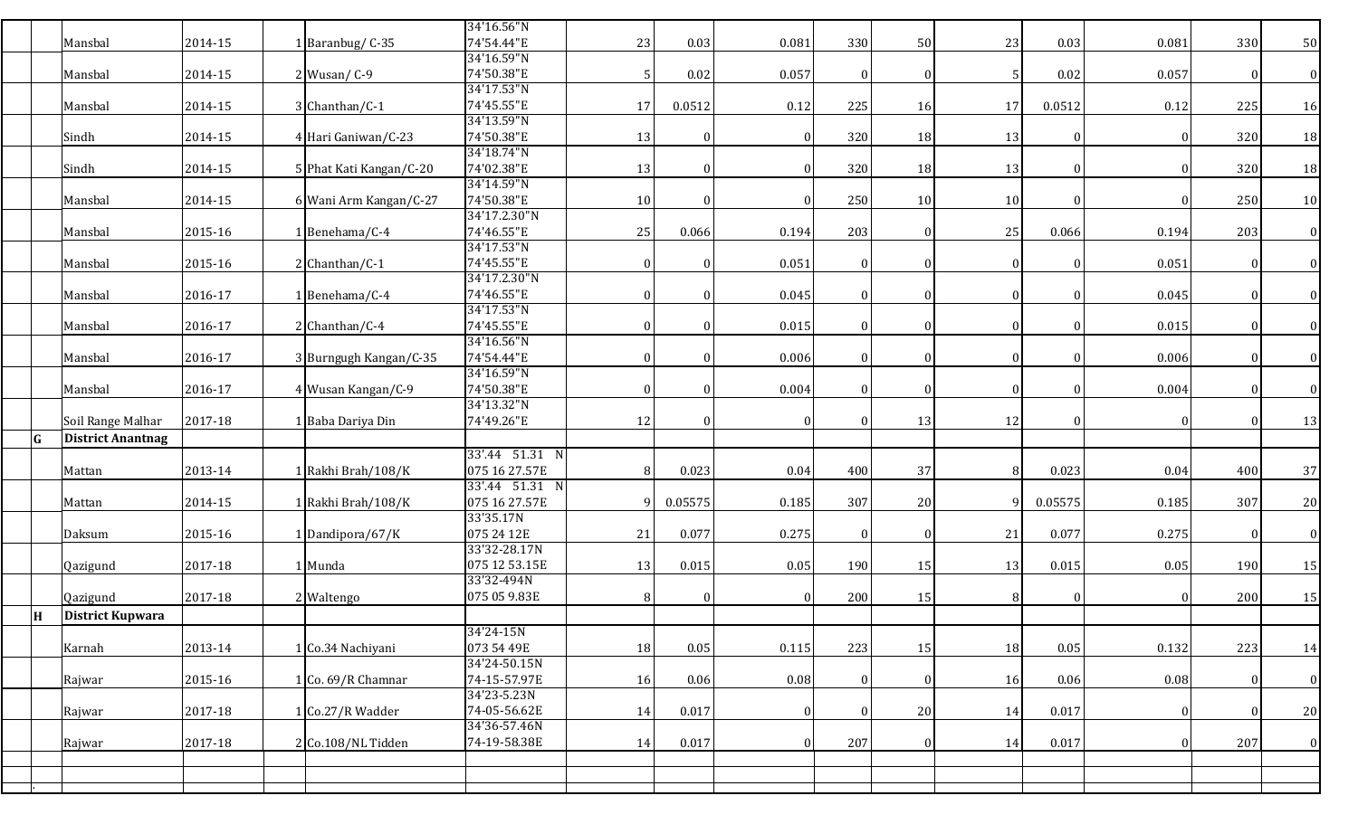| | | | | | | | | | | | | | | | |
|---|---|---|---|---|---|---|---|---|---|---|---|---|---|---|---|
| | Mansbal | 2014-15 | 1 | Baranbug/ C-35 | 34'16.56"N 74'54.44"E | 23 | 0.03 | 0.081 | 330 | 50 | 23 | 0.03 | 0.081 | 330 | 50 |
| | Mansbal | 2014-15 | 2 | Wusan/ C-9 | 34'16.59"N 74'50.38"E | 5 | 0.02 | 0.057 | 0 | 0 | 5 | 0.02 | 0.057 | 0 | 0 |
| | Mansbal | 2014-15 | 3 | Chanthan/C-1 | 34'17.53"N 74'45.55"E | 17 | 0.0512 | 0.12 | 225 | 16 | 17 | 0.0512 | 0.12 | 225 | 16 |
| | Sindh | 2014-15 | 4 | Hari Ganiwan/C-23 | 34'13.59"N 74'50.38"E | 13 | 0 | 0 | 320 | 18 | 13 | 0 | 0 | 320 | 18 |
| | Sindh | 2014-15 | 5 | Phat Kati Kangan/C-20 | 34'18.74"N 74'02.38"E | 13 | 0 | 0 | 320 | 18 | 13 | 0 | 0 | 320 | 18 |
| | Mansbal | 2014-15 | 6 | Wani Arm Kangan/C-27 | 34'14.59"N 74'50.38"E | 10 | 0 | 0 | 250 | 10 | 10 | 0 | 0 | 250 | 10 |
| | Mansbal | 2015-16 | 1 | Benehama/C-4 | 34'17.2.30"N 74'46.55"E | 25 | 0.066 | 0.194 | 203 | 0 | 25 | 0.066 | 0.194 | 203 | 0 |
| | Mansbal | 2015-16 | 2 | Chanthan/C-1 | 34'17.53"N 74'45.55"E | 0 | 0 | 0.051 | 0 | 0 | 0 | 0 | 0.051 | 0 | 0 |
| | Mansbal | 2016-17 | 1 | Benehama/C-4 | 34'17.2.30"N 74'46.55"E | 0 | 0 | 0.045 | 0 | 0 | 0 | 0 | 0.045 | 0 | 0 |
| | Mansbal | 2016-17 | 2 | Chanthan/C-4 | 34'17.53"N 74'45.55"E | 0 | 0 | 0.015 | 0 | 0 | 0 | 0 | 0.015 | 0 | 0 |
| | Mansbal | 2016-17 | 3 | Burngugh Kangan/C-35 | 34'16.56"N 74'54.44"E | 0 | 0 | 0.006 | 0 | 0 | 0 | 0 | 0.006 | 0 | 0 |
| | Mansbal | 2016-17 | 4 | Wusan Kangan/C-9 | 34'16.59"N 74'50.38"E | 0 | 0 | 0.004 | 0 | 0 | 0 | 0 | 0.004 | 0 | 0 |
| | Soil Range Malhar | 2017-18 | 1 | Baba Dariya Din | 34'13.32"N 74'49.26"E | 12 | 0 | 0 | 0 | 13 | 12 | 0 | 0 | 0 | 13 |
| **G** | **District Anantnag** | | | | | | | | | | | | | | |
| | Mattan | 2013-14 | 1 | Rakhi Brah/108/K | 33'.44 51.31 N 075 16 27.57E | 8 | 0.023 | 0.04 | 400 | 37 | 8 | 0.023 | 0.04 | 400 | 37 |
| | Mattan | 2014-15 | 1 | Rakhi Brah/108/K | 33'.44 51.31 N 075 16 27.57E | 9 | 0.05575 | 0.185 | 307 | 20 | 9 | 0.05575 | 0.185 | 307 | 20 |
| | Daksum | 2015-16 | 1 | Dandipora/67/K | 33'35.17N 075 24 12E | 21 | 0.077 | 0.275 | 0 | 0 | 21 | 0.077 | 0.275 | 0 | 0 |
| | Qazigund | 2017-18 | 1 | Munda | 33'32-28.17N 075 12 53.15E | 13 | 0.015 | 0.05 | 190 | 15 | 13 | 0.015 | 0.05 | 190 | 15 |
| | Qazigund | 2017-18 | 2 | Waltengo | 33'32-494N 075 05 9.83E | 8 | 0 | 0 | 200 | 15 | 8 | 0 | 0 | 200 | 15 |
| **H** | **District Kupwara** | | | | | | | | | | | | | | |
| | Karnah | 2013-14 | 1 | Co.34 Nachiyani | 34'24-15N 073 54 49E | 18 | 0.05 | 0.115 | 223 | 15 | 18 | 0.05 | 0.132 | 223 | 14 |
| | Rajwar | 2015-16 | 1 | Co. 69/R Chamnar | 34'24-50.15N 74-15-57.97E | 16 | 0.06 | 0.08 | 0 | 0 | 16 | 0.06 | 0.08 | 0 | 0 |
| | Rajwar | 2017-18 | 1 | Co.27/R Wadder | 34'23-5.23N 74-05-56.62E | 14 | 0.017 | 0 | 0 | 20 | 14 | 0.017 | 0 | 0 | 20 |
| | Rajwar | 2017-18 | 2 | Co.108/NL Tidden | 34'36-57.46N 74-19-58.38E | 14 | 0.017 | 0 | 207 | 0 | 14 | 0.017 | 0 | 207 | 0 |